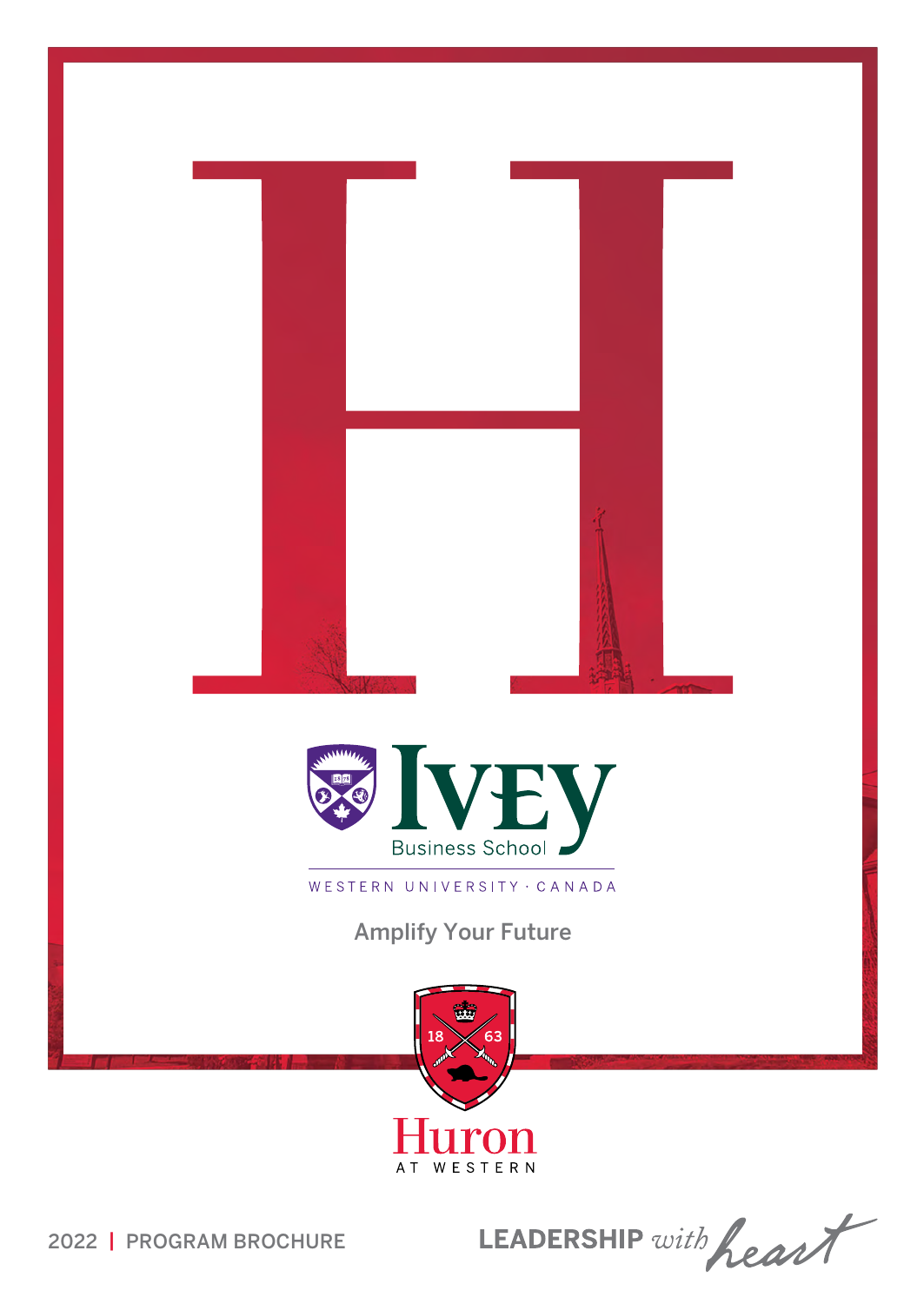Ivey Business School

WESTERN UNIVERSITY · CANADA

Amplify Your Future

Huron AT WESTERN

2022 | PROGRAM BROCHURE

LEADERSHIP *with heart*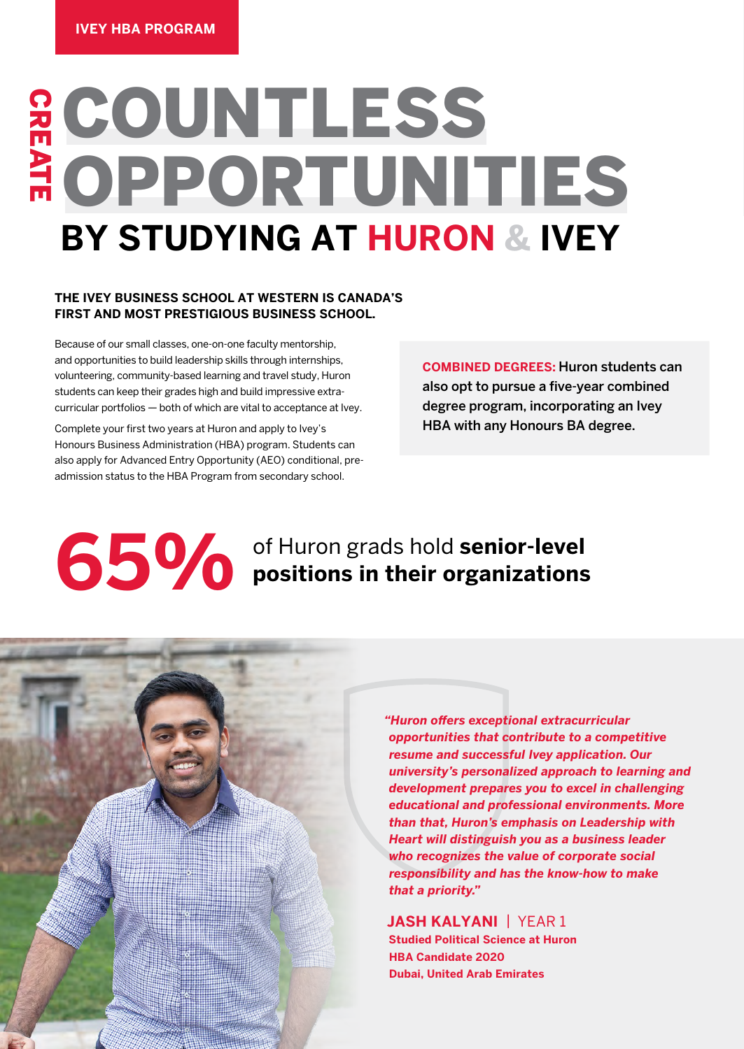IVEY HBA PROGRAM

# CREATE COUNTLESS OPPORTUNITIES BY STUDYING AT HURON & IVEY

**THE IVEY BUSINESS SCHOOL AT WESTERN IS CANADA'S FIRST AND MOST PRESTIGIOUS BUSINESS SCHOOL.**

Because of our small classes, one-on-one faculty mentorship, and opportunities to build leadership skills through internships, volunteering, community-based learning and travel study, Huron students can keep their grades high and build impressive extra-curricular portfolios — both of which are vital to acceptance at Ivey.

Complete your first two years at Huron and apply to Ivey's Honours Business Administration (HBA) program. Students can also apply for Advanced Entry Opportunity (AEO) conditional, pre-admission status to the HBA Program from secondary school.

**COMBINED DEGREES:** Huron students can also opt to pursue a five-year combined degree program, incorporating an Ivey HBA with any Honours BA degree.

**65%** of Huron grads hold **senior-level positions in their organizations**

*"Huron offers exceptional extracurricular opportunities that contribute to a competitive resume and successful Ivey application. Our university's personalized approach to learning and development prepares you to excel in challenging educational and professional environments. More than that, Huron's emphasis on Leadership with Heart will distinguish you as a business leader who recognizes the value of corporate social responsibility and has the know-how to make that a priority."*

**JASH KALYANI** | YEAR 1
**Studied Political Science at Huron**
**HBA Candidate 2020**
**Dubai, United Arab Emirates**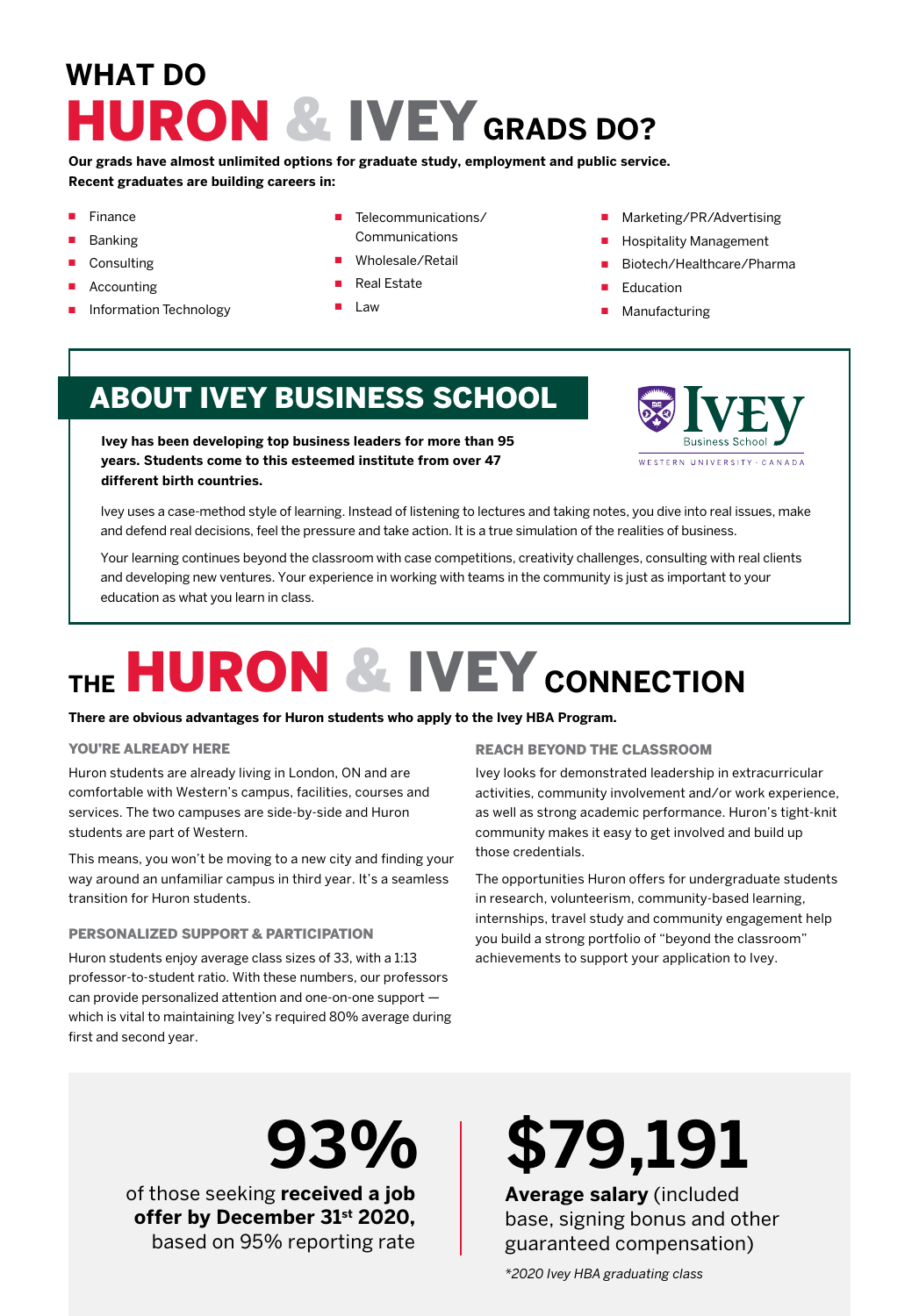# WHAT DO HURON & IVEY GRADS DO?

**Our grads have almost unlimited options for graduate study, employment and public service. Recent graduates are building careers in:**

- Finance
- Banking
- Consulting
- Accounting
- Information Technology
- Telecommunications/ Communications
- Wholesale/Retail
- Real Estate
- Law
- Marketing/PR/Advertising
- Hospitality Management
- Biotech/Healthcare/Pharma
- Education
- Manufacturing

## ABOUT IVEY BUSINESS SCHOOL

**Ivey has been developing top business leaders for more than 95 years. Students come to this esteemed institute from over 47 different birth countries.**

Ivey uses a case-method style of learning. Instead of listening to lectures and taking notes, you dive into real issues, make and defend real decisions, feel the pressure and take action. It is a true simulation of the realities of business.

Your learning continues beyond the classroom with case competitions, creativity challenges, consulting with real clients and developing new ventures. Your experience in working with teams in the community is just as important to your education as what you learn in class.

# THE HURON & IVEY CONNECTION

**There are obvious advantages for Huron students who apply to the Ivey HBA Program.**

### YOU'RE ALREADY HERE

Huron students are already living in London, ON and are comfortable with Western's campus, facilities, courses and services. The two campuses are side-by-side and Huron students are part of Western.

This means, you won't be moving to a new city and finding your way around an unfamiliar campus in third year. It's a seamless transition for Huron students.

### PERSONALIZED SUPPORT & PARTICIPATION

Huron students enjoy average class sizes of 33, with a 1:13 professor-to-student ratio. With these numbers, our professors can provide personalized attention and one-on-one support — which is vital to maintaining Ivey's required 80% average during first and second year.

### REACH BEYOND THE CLASSROOM

Ivey looks for demonstrated leadership in extracurricular activities, community involvement and/or work experience, as well as strong academic performance. Huron's tight-knit community makes it easy to get involved and build up those credentials.

The opportunities Huron offers for undergraduate students in research, volunteerism, community-based learning, internships, travel study and community engagement help you build a strong portfolio of "beyond the classroom" achievements to support your application to Ivey.

**93%**

of those seeking **received a job offer by December 31st 2020,** based on 95% reporting rate

**$79,191**

**Average salary** (included base, signing bonus and other guaranteed compensation)

*\*2020 Ivey HBA graduating class*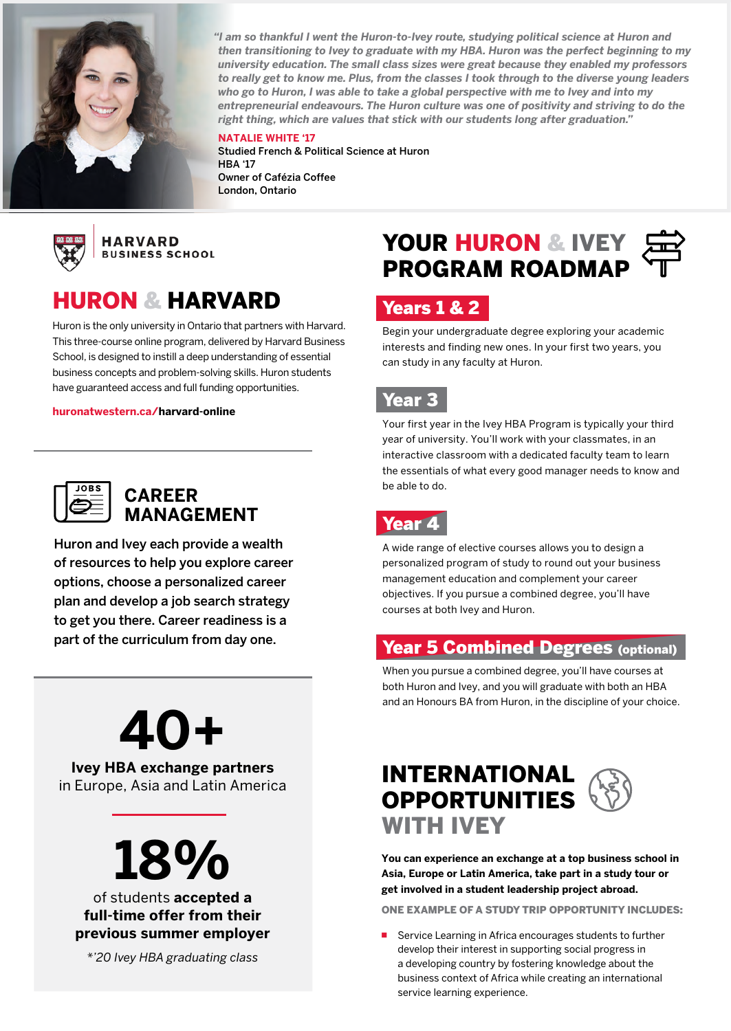*"I am so thankful I went the Huron-to-Ivey route, studying political science at Huron and then transitioning to Ivey to graduate with my HBA. Huron was the perfect beginning to my university education. The small class sizes were great because they enabled my professors to really get to know me. Plus, from the classes I took through to the diverse young leaders who go to Huron, I was able to take a global perspective with me to Ivey and into my entrepreneurial endeavours. The Huron culture was one of positivity and striving to do the right thing, which are values that stick with our students long after graduation."*

**NATALIE WHITE '17**
Studied French & Political Science at Huron
HBA '17
Owner of Cafézia Coffee
London, Ontario

HARVARD BUSINESS SCHOOL

## HURON & HARVARD

Huron is the only university in Ontario that partners with Harvard. This three-course online program, delivered by Harvard Business School, is designed to instill a deep understanding of essential business concepts and problem-solving skills. Huron students have guaranteed access and full funding opportunities.

huronatwestern.ca/**harvard-online**

## CAREER MANAGEMENT

Huron and Ivey each provide a wealth of resources to help you explore career options, choose a personalized career plan and develop a job search strategy to get you there. Career readiness is a part of the curriculum from day one.

# 40+

**Ivey HBA exchange partners**
in Europe, Asia and Latin America

# 18%

of students **accepted a full-time offer from their previous summer employer**

*\*'20 Ivey HBA graduating class*

## YOUR HURON & IVEY PROGRAM ROADMAP

### Years 1 & 2

Begin your undergraduate degree exploring your academic interests and finding new ones. In your first two years, you can study in any faculty at Huron.

### Year 3

Your first year in the Ivey HBA Program is typically your third year of university. You'll work with your classmates, in an interactive classroom with a dedicated faculty team to learn the essentials of what every good manager needs to know and be able to do.

### Year 4

A wide range of elective courses allows you to design a personalized program of study to round out your business management education and complement your career objectives. If you pursue a combined degree, you'll have courses at both Ivey and Huron.

### Year 5 Combined Degrees (optional)

When you pursue a combined degree, you'll have courses at both Huron and Ivey, and you will graduate with both an HBA and an Honours BA from Huron, in the discipline of your choice.

## INTERNATIONAL OPPORTUNITIES WITH IVEY

**You can experience an exchange at a top business school in Asia, Europe or Latin America, take part in a study tour or get involved in a student leadership project abroad.**

**ONE EXAMPLE OF A STUDY TRIP OPPORTUNITY INCLUDES:**

- Service Learning in Africa encourages students to further develop their interest in supporting social progress in a developing country by fostering knowledge about the business context of Africa while creating an international service learning experience.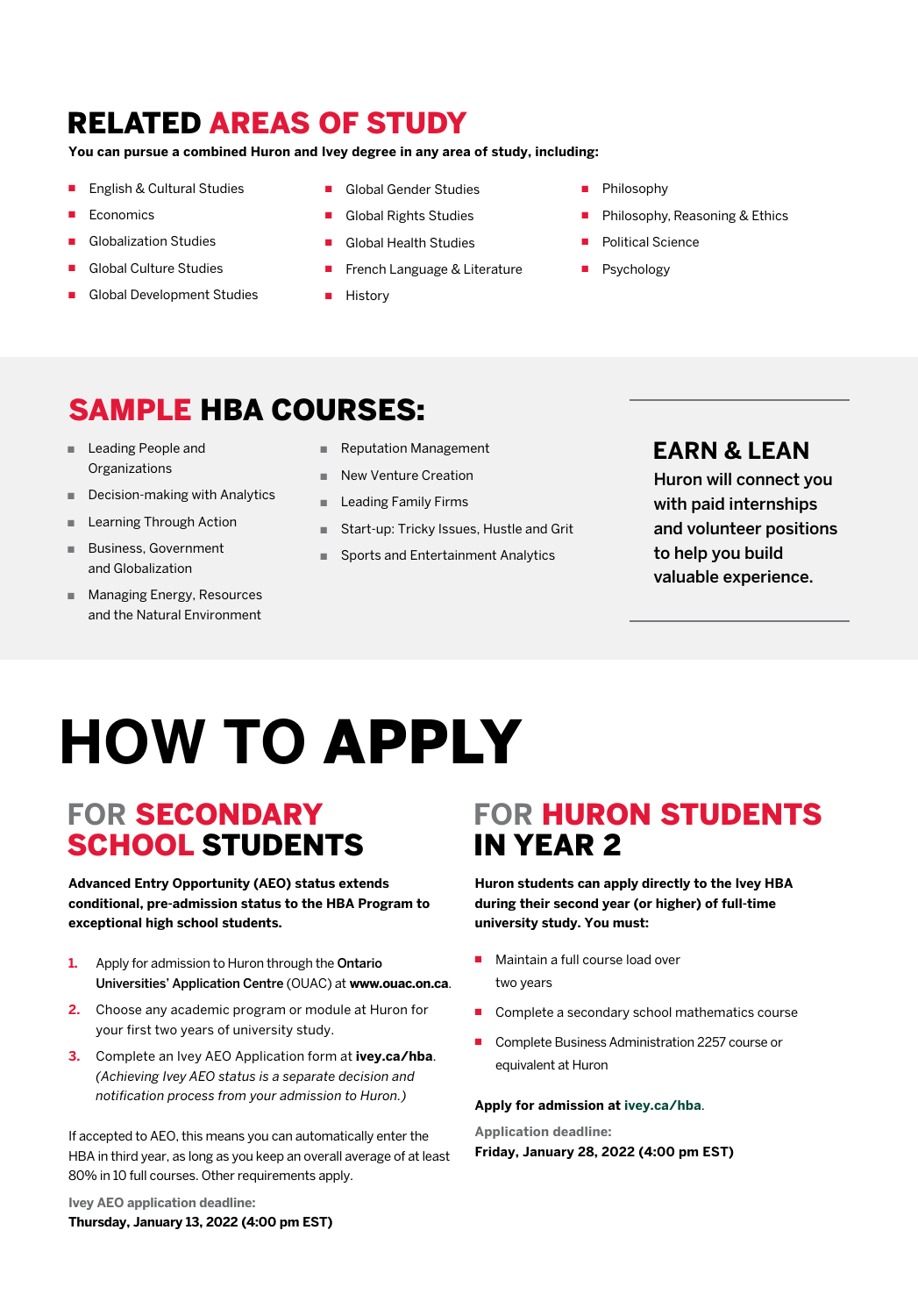## RELATED AREAS OF STUDY

**You can pursue a combined Huron and Ivey degree in any area of study, including:**

- English & Cultural Studies
- Economics
- Globalization Studies
- Global Culture Studies
- Global Development Studies
- Global Gender Studies
- Global Rights Studies
- Global Health Studies
- French Language & Literature
- History
- Philosophy
- Philosophy, Reasoning & Ethics
- Political Science
- Psychology

## SAMPLE HBA COURSES:

- Leading People and Organizations
- Decision-making with Analytics
- Learning Through Action
- Business, Government and Globalization
- Managing Energy, Resources and the Natural Environment
- Reputation Management
- New Venture Creation
- Leading Family Firms
- Start-up: Tricky Issues, Hustle and Grit
- Sports and Entertainment Analytics

### EARN & LEAN

**Huron will connect you with paid internships and volunteer positions to help you build valuable experience.**

# HOW TO APPLY

## FOR SECONDARY SCHOOL STUDENTS

**Advanced Entry Opportunity (AEO) status extends conditional, pre-admission status to the HBA Program to exceptional high school students.**

1. Apply for admission to Huron through the **Ontario Universities' Application Centre** (OUAC) at **www.ouac.on.ca**.
2. Choose any academic program or module at Huron for your first two years of university study.
3. Complete an Ivey AEO Application form at **ivey.ca/hba**. *(Achieving Ivey AEO status is a separate decision and notification process from your admission to Huron.)*

If accepted to AEO, this means you can automatically enter the HBA in third year, as long as you keep an overall average of at least 80% in 10 full courses. Other requirements apply.

**Ivey AEO application deadline:**
**Thursday, January 13, 2022 (4:00 pm EST)**

## FOR HURON STUDENTS IN YEAR 2

**Huron students can apply directly to the Ivey HBA during their second year (or higher) of full-time university study. You must:**

- Maintain a full course load over two years
- Complete a secondary school mathematics course
- Complete Business Administration 2257 course or equivalent at Huron

**Apply for admission at ivey.ca/hba.**

**Application deadline:**
**Friday, January 28, 2022 (4:00 pm EST)**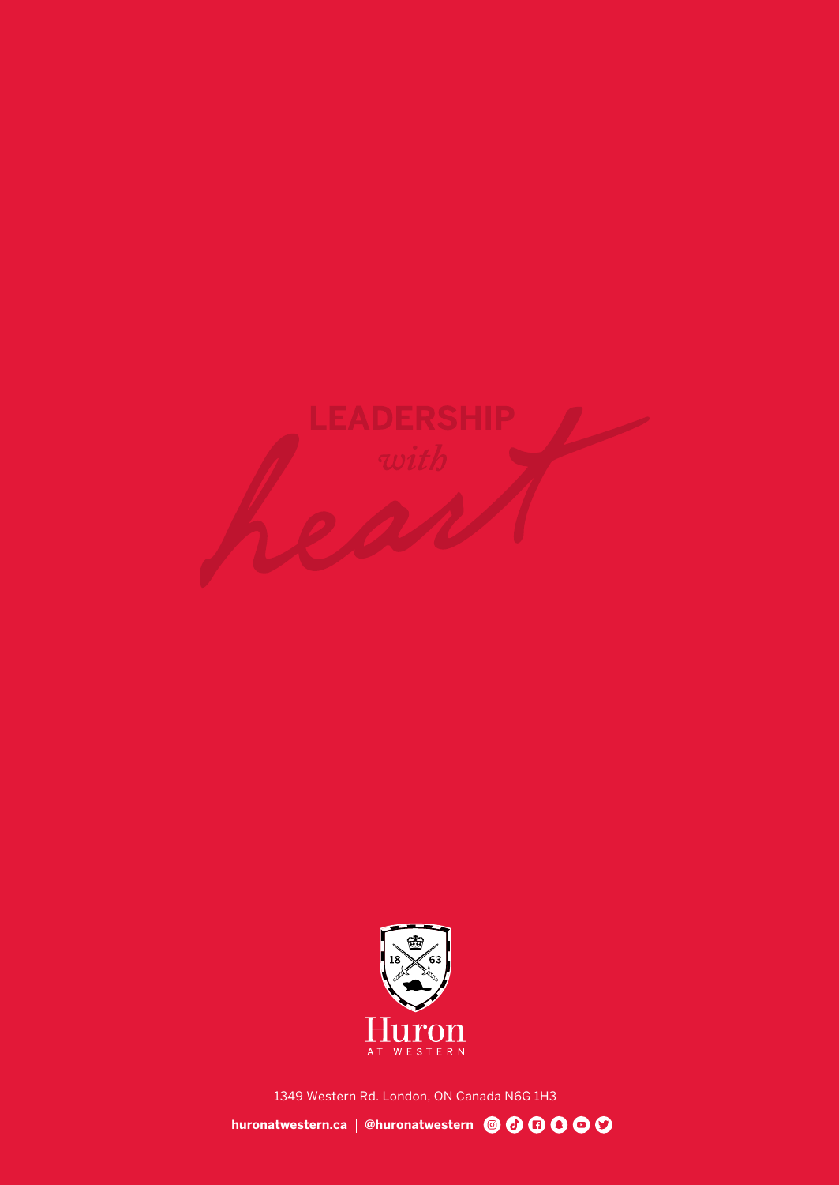LEADERSHIP
*with*
*heart*

Huron
AT WESTERN

1349 Western Rd. London, ON Canada N6G 1H3

**huronatwestern.ca** | **@huronatwestern**